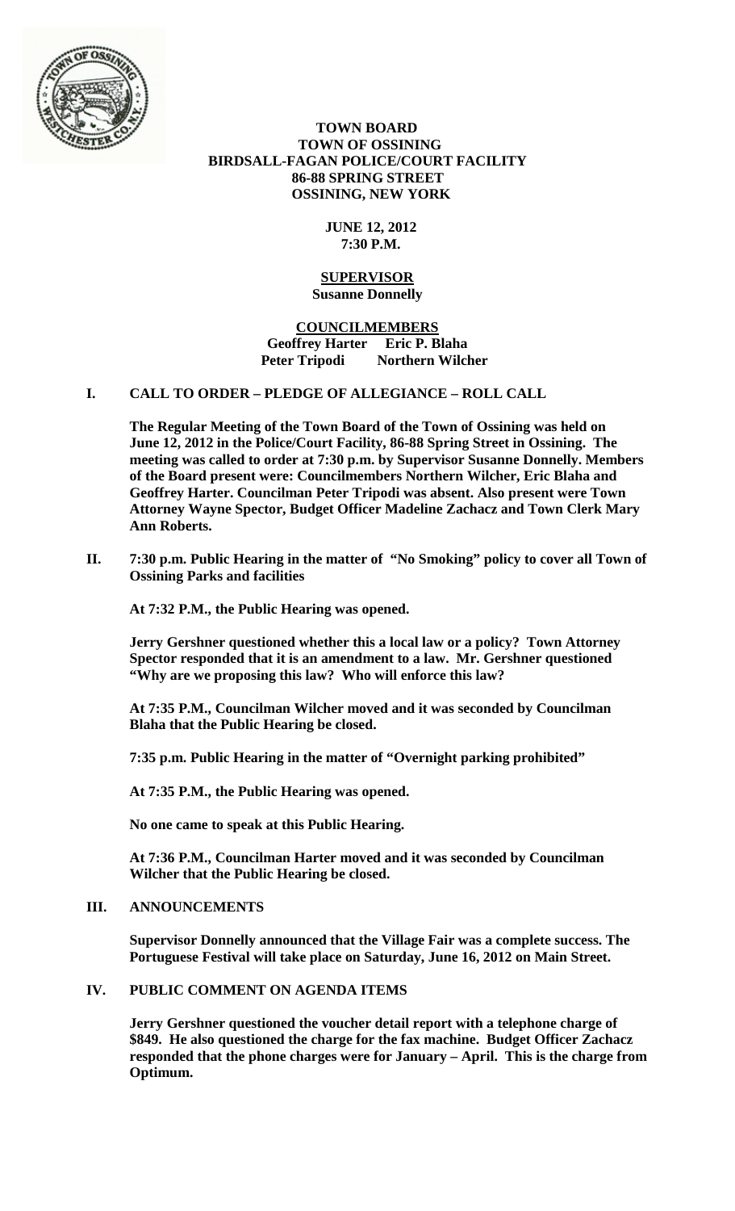**TOWN BOARD**
**TOWN OF OSSINING**
**BIRDSALL-FAGAN POLICE/COURT FACILITY**
**86-88 SPRING STREET**
**OSSINING, NEW YORK**

**JUNE 12, 2012**
**7:30 P.M.**

**SUPERVISOR**
**Susanne Donnelly**

**COUNCILMEMBERS**
**Geoffrey Harter Eric P. Blaha**
**Peter Tripodi Northern Wilcher**

## I. CALL TO ORDER – PLEDGE OF ALLEGIANCE – ROLL CALL

**The Regular Meeting of the Town Board of the Town of Ossining was held on June 12, 2012 in the Police/Court Facility, 86-88 Spring Street in Ossining. The meeting was called to order at 7:30 p.m. by Supervisor Susanne Donnelly. Members of the Board present were: Councilmembers Northern Wilcher, Eric Blaha and Geoffrey Harter. Councilman Peter Tripodi was absent. Also present were Town Attorney Wayne Spector, Budget Officer Madeline Zachacz and Town Clerk Mary Ann Roberts.**

## II. 7:30 p.m. Public Hearing in the matter of "No Smoking" policy to cover all Town of Ossining Parks and facilities

**At 7:32 P.M., the Public Hearing was opened.**

**Jerry Gershner questioned whether this a local law or a policy? Town Attorney Spector responded that it is an amendment to a law. Mr. Gershner questioned "Why are we proposing this law? Who will enforce this law?**

**At 7:35 P.M., Councilman Wilcher moved and it was seconded by Councilman Blaha that the Public Hearing be closed.**

**7:35 p.m. Public Hearing in the matter of "Overnight parking prohibited"**

**At 7:35 P.M., the Public Hearing was opened.**

**No one came to speak at this Public Hearing.**

**At 7:36 P.M., Councilman Harter moved and it was seconded by Councilman Wilcher that the Public Hearing be closed.**

## III. ANNOUNCEMENTS

**Supervisor Donnelly announced that the Village Fair was a complete success. The Portuguese Festival will take place on Saturday, June 16, 2012 on Main Street.**

## IV. PUBLIC COMMENT ON AGENDA ITEMS

**Jerry Gershner questioned the voucher detail report with a telephone charge of $849. He also questioned the charge for the fax machine. Budget Officer Zachacz responded that the phone charges were for January – April. This is the charge from Optimum.**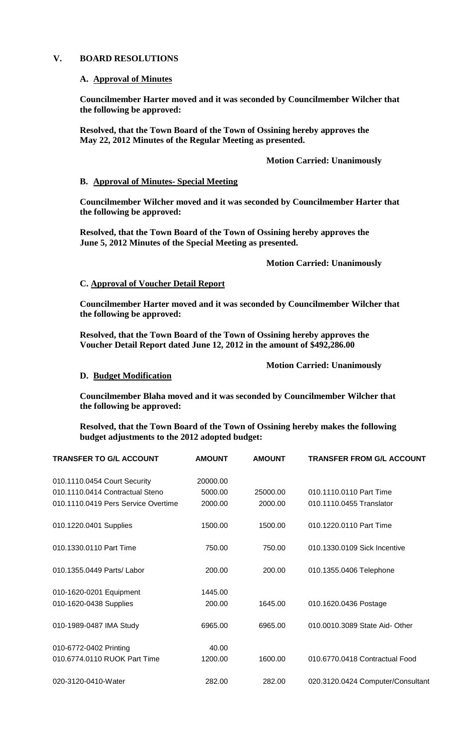## V. BOARD RESOLUTIONS

### A. Approval of Minutes

**Councilmember Harter moved and it was seconded by Councilmember Wilcher that the following be approved:**

**Resolved, that the Town Board of the Town of Ossining hereby approves the May 22, 2012 Minutes of the Regular Meeting as presented.**

**Motion Carried: Unanimously**

### B. Approval of Minutes- Special Meeting

**Councilmember Wilcher moved and it was seconded by Councilmember Harter that the following be approved:**

**Resolved, that the Town Board of the Town of Ossining hereby approves the June 5, 2012 Minutes of the Special Meeting as presented.**

**Motion Carried: Unanimously**

### C. Approval of Voucher Detail Report

**Councilmember Harter moved and it was seconded by Councilmember Wilcher that the following be approved:**

**Resolved, that the Town Board of the Town of Ossining hereby approves the Voucher Detail Report dated June 12, 2012 in the amount of $492,286.00**

**Motion Carried: Unanimously**

### D. Budget Modification

**Councilmember Blaha moved and it was seconded by Councilmember Wilcher that the following be approved:**

**Resolved, that the Town Board of the Town of Ossining hereby makes the following budget adjustments to the 2012 adopted budget:**

| TRANSFER TO G/L ACCOUNT | AMOUNT | AMOUNT | TRANSFER FROM G/L ACCOUNT |
|---|---|---|---|
| 010.1110.0454 Court Security | 20000.00 | | |
| 010.1110.0414 Contractual Steno | 5000.00 | 25000.00 | 010.1110.0110 Part Time |
| 010.1110.0419 Pers Service Overtime | 2000.00 | 2000.00 | 010.1110.0455 Translator |
| 010.1220.0401 Supplies | 1500.00 | 1500.00 | 010.1220.0110 Part Time |
| 010.1330.0110 Part Time | 750.00 | 750.00 | 010.1330.0109 Sick Incentive |
| 010.1355.0449 Parts/ Labor | 200.00 | 200.00 | 010.1355.0406 Telephone |
| 010-1620-0201 Equipment | 1445.00 | | |
| 010-1620-0438 Supplies | 200.00 | 1645.00 | 010.1620.0436 Postage |
| 010-1989-0487 IMA Study | 6965.00 | 6965.00 | 010.0010.3089 State Aid- Other |
| 010-6772-0402 Printing | 40.00 | | |
| 010.6774.0110 RUOK Part Time | 1200.00 | 1600.00 | 010.6770.0418 Contractual Food |
| 020-3120-0410-Water | 282.00 | 282.00 | 020.3120.0424 Computer/Consultant |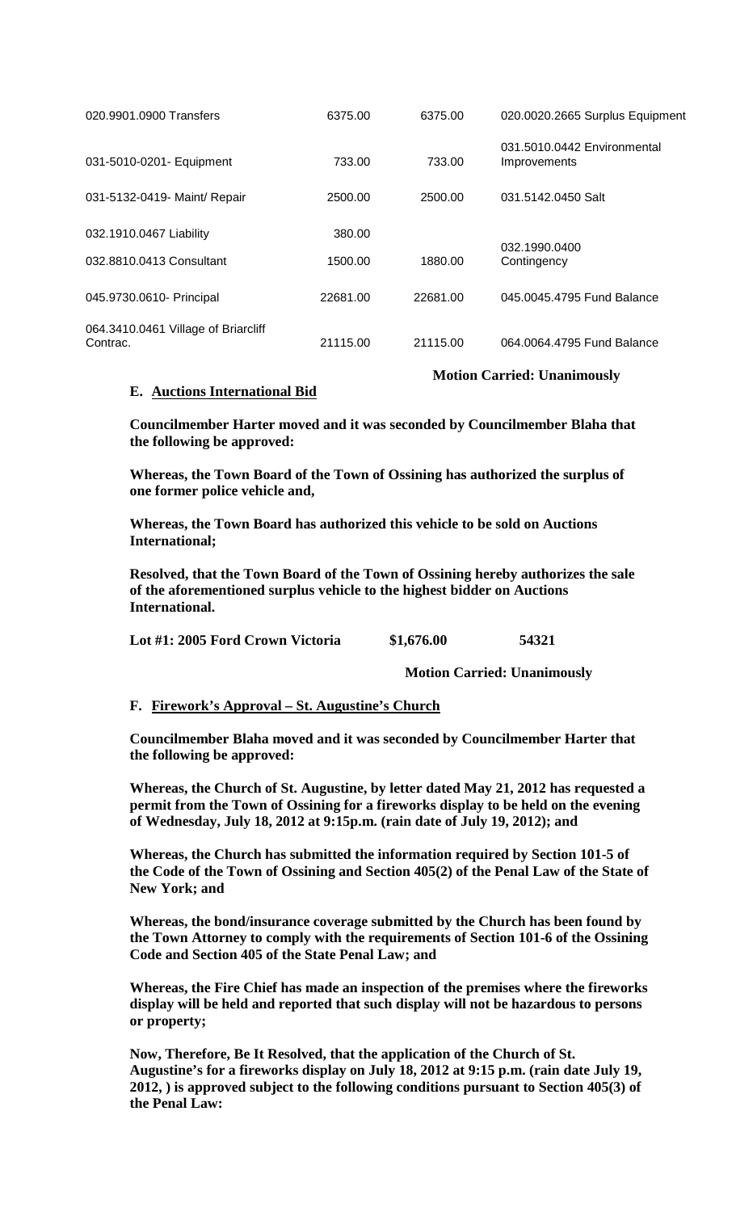| | | | |
|---|---|---|---|
| 020.9901.0900 Transfers | 6375.00 | 6375.00 | 020.0020.2665 Surplus Equipment |
| 031-5010-0201- Equipment | 733.00 | 733.00 | 031.5010.0442 Environmental Improvements |
| 031-5132-0419- Maint/ Repair | 2500.00 | 2500.00 | 031.5142.0450 Salt |
| 032.1910.0467 Liability | 380.00 | | |
| 032.8810.0413 Consultant | 1500.00 | 1880.00 | 032.1990.0400 Contingency |
| 045.9730.0610- Principal | 22681.00 | 22681.00 | 045.0045.4795 Fund Balance |
| 064.3410.0461 Village of Briarcliff Contrac. | 21115.00 | 21115.00 | 064.0064.4795 Fund Balance |

**Motion Carried: Unanimously**

**E. <u>Auctions International Bid</u>**

**Councilmember Harter moved and it was seconded by Councilmember Blaha that the following be approved:**

**Whereas, the Town Board of the Town of Ossining has authorized the surplus of one former police vehicle and,**

**Whereas, the Town Board has authorized this vehicle to be sold on Auctions International;**

**Resolved, that the Town Board of the Town of Ossining hereby authorizes the sale of the aforementioned surplus vehicle to the highest bidder on Auctions International.**

| | | |
|---|---|---|
| **Lot #1: 2005 Ford Crown Victoria** | **$1,676.00** | **54321** |

**Motion Carried: Unanimously**

**F. <u>Firework's Approval – St. Augustine's Church</u>**

**Councilmember Blaha moved and it was seconded by Councilmember Harter that the following be approved:**

**Whereas, the Church of St. Augustine, by letter dated May 21, 2012 has requested a permit from the Town of Ossining for a fireworks display to be held on the evening of Wednesday, July 18, 2012 at 9:15p.m. (rain date of July 19, 2012); and**

**Whereas, the Church has submitted the information required by Section 101-5 of the Code of the Town of Ossining and Section 405(2) of the Penal Law of the State of New York; and**

**Whereas, the bond/insurance coverage submitted by the Church has been found by the Town Attorney to comply with the requirements of Section 101-6 of the Ossining Code and Section 405 of the State Penal Law; and**

**Whereas, the Fire Chief has made an inspection of the premises where the fireworks display will be held and reported that such display will not be hazardous to persons or property;**

**Now, Therefore, Be It Resolved, that the application of the Church of St. Augustine's for a fireworks display on July 18, 2012 at 9:15 p.m. (rain date July 19, 2012, ) is approved subject to the following conditions pursuant to Section 405(3) of the Penal Law:**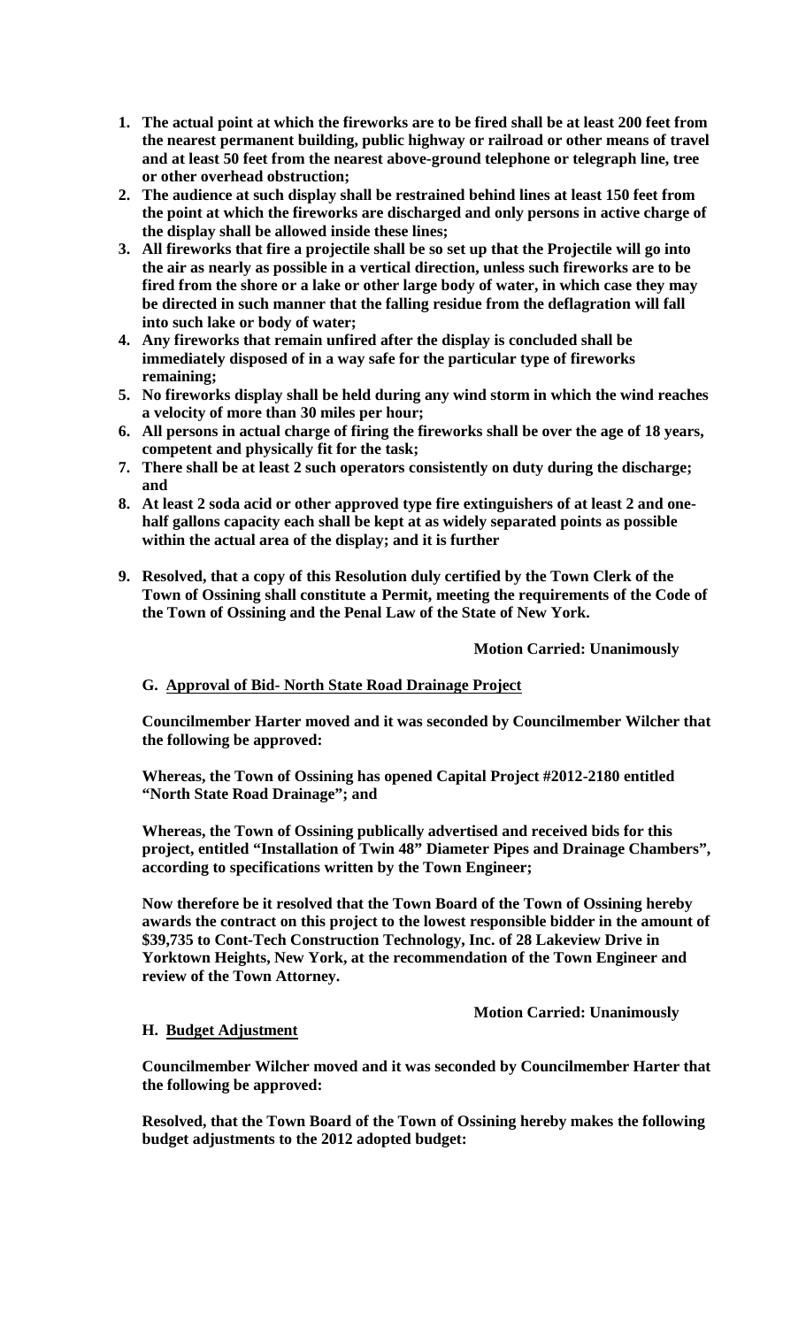1. **The actual point at which the fireworks are to be fired shall be at least 200 feet from the nearest permanent building, public highway or railroad or other means of travel and at least 50 feet from the nearest above-ground telephone or telegraph line, tree or other overhead obstruction;**
2. **The audience at such display shall be restrained behind lines at least 150 feet from the point at which the fireworks are discharged and only persons in active charge of the display shall be allowed inside these lines;**
3. **All fireworks that fire a projectile shall be so set up that the Projectile will go into the air as nearly as possible in a vertical direction, unless such fireworks are to be fired from the shore or a lake or other large body of water, in which case they may be directed in such manner that the falling residue from the deflagration will fall into such lake or body of water;**
4. **Any fireworks that remain unfired after the display is concluded shall be immediately disposed of in a way safe for the particular type of fireworks remaining;**
5. **No fireworks display shall be held during any wind storm in which the wind reaches a velocity of more than 30 miles per hour;**
6. **All persons in actual charge of firing the fireworks shall be over the age of 18 years, competent and physically fit for the task;**
7. **There shall be at least 2 such operators consistently on duty during the discharge; and**
8. **At least 2 soda acid or other approved type fire extinguishers of at least 2 and one-half gallons capacity each shall be kept at as widely separated points as possible within the actual area of the display; and it is further**
9. **Resolved, that a copy of this Resolution duly certified by the Town Clerk of the Town of Ossining shall constitute a Permit, meeting the requirements of the Code of the Town of Ossining and the Penal Law of the State of New York.**

**Motion Carried: Unanimously**

**G. Approval of Bid- North State Road Drainage Project**

**Councilmember Harter moved and it was seconded by Councilmember Wilcher that the following be approved:**

**Whereas, the Town of Ossining has opened Capital Project #2012-2180 entitled "North State Road Drainage"; and**

**Whereas, the Town of Ossining publically advertised and received bids for this project, entitled "Installation of Twin 48" Diameter Pipes and Drainage Chambers", according to specifications written by the Town Engineer;**

**Now therefore be it resolved that the Town Board of the Town of Ossining hereby awards the contract on this project to the lowest responsible bidder in the amount of $39,735 to Cont-Tech Construction Technology, Inc. of 28 Lakeview Drive in Yorktown Heights, New York, at the recommendation of the Town Engineer and review of the Town Attorney.**

**Motion Carried: Unanimously**

**H. Budget Adjustment**

**Councilmember Wilcher moved and it was seconded by Councilmember Harter that the following be approved:**

**Resolved, that the Town Board of the Town of Ossining hereby makes the following budget adjustments to the 2012 adopted budget:**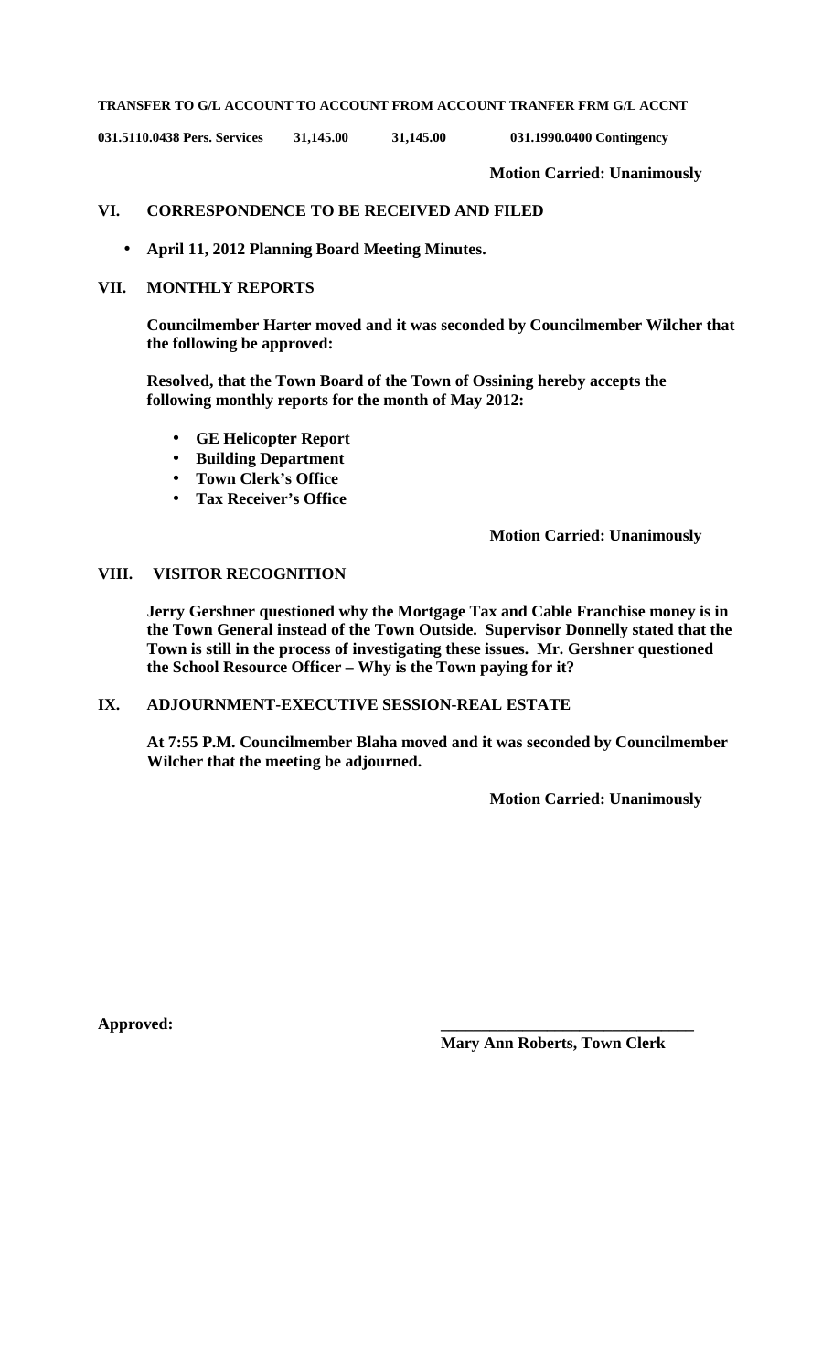| TRANSFER TO G/L ACCOUNT | TO ACCOUNT | FROM ACCOUNT | TRANFER FRM G/L ACCNT |
|---|---|---|---|
| 031.5110.0438 Pers. Services | 31,145.00 | 31,145.00 | 031.1990.0400 Contingency |

**Motion Carried: Unanimously**

## VI. CORRESPONDENCE TO BE RECEIVED AND FILED

- **April 11, 2012 Planning Board Meeting Minutes.**

## VII. MONTHLY REPORTS

**Councilmember Harter moved and it was seconded by Councilmember Wilcher that the following be approved:**

**Resolved, that the Town Board of the Town of Ossining hereby accepts the following monthly reports for the month of May 2012:**

- **GE Helicopter Report**
- **Building Department**
- **Town Clerk's Office**
- **Tax Receiver's Office**

**Motion Carried: Unanimously**

## VIII. VISITOR RECOGNITION

**Jerry Gershner questioned why the Mortgage Tax and Cable Franchise money is in the Town General instead of the Town Outside. Supervisor Donnelly stated that the Town is still in the process of investigating these issues. Mr. Gershner questioned the School Resource Officer – Why is the Town paying for it?**

## IX. ADJOURNMENT-EXECUTIVE SESSION-REAL ESTATE

**At 7:55 P.M. Councilmember Blaha moved and it was seconded by Councilmember Wilcher that the meeting be adjourned.**

**Motion Carried: Unanimously**

**Approved:** _______________________________

**Mary Ann Roberts, Town Clerk**